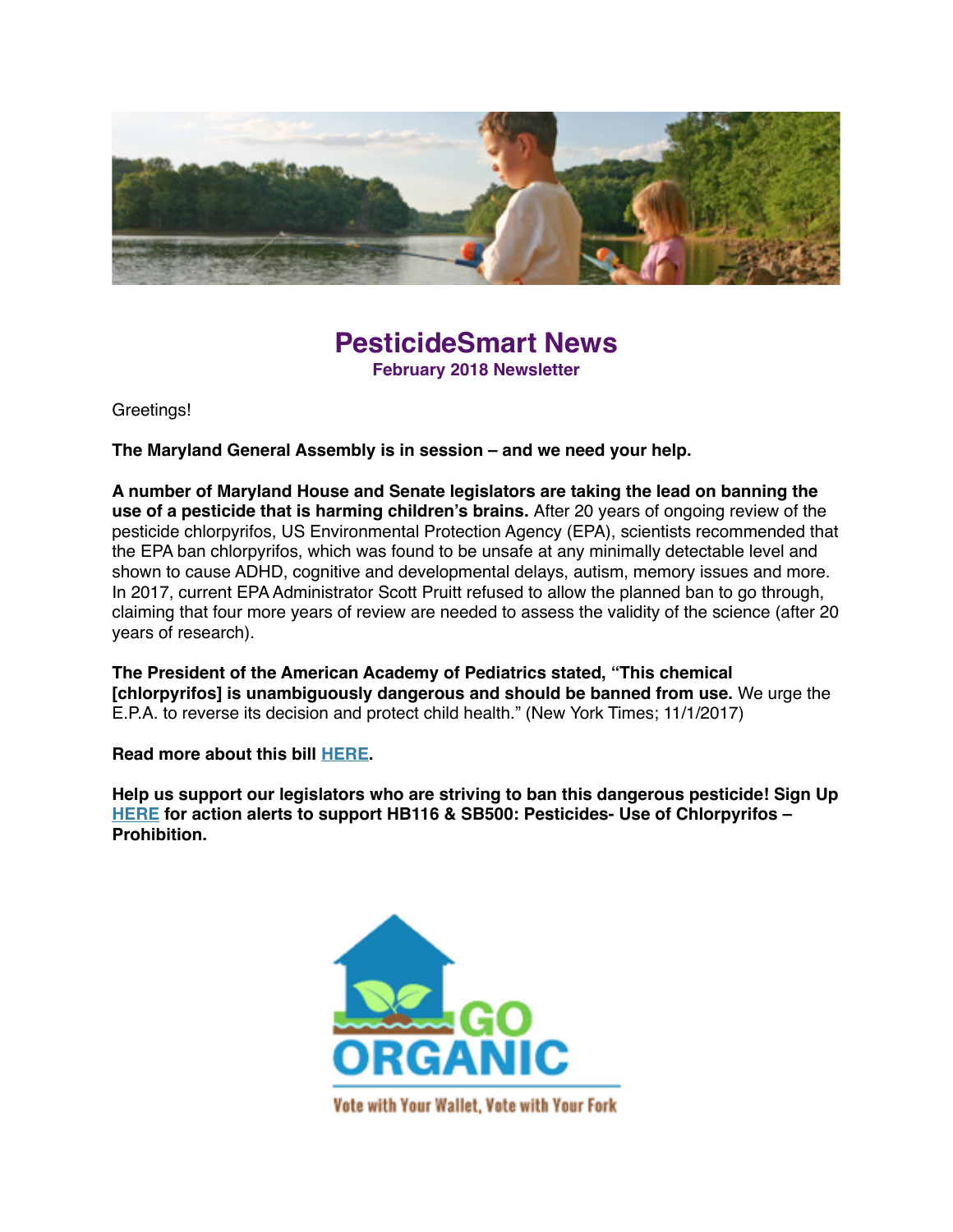# PesticideSmart News

**February 2018 Newsletter**

Greetings!

**The Maryland General Assembly is in session – and we need your help.**

**A number of Maryland House and Senate legislators are taking the lead on banning the use of a pesticide that is harming children's brains.** After 20 years of ongoing review of the pesticide chlorpyrifos, US Environmental Protection Agency (EPA), scientists recommended that the EPA ban chlorpyrifos, which was found to be unsafe at any minimally detectable level and shown to cause ADHD, cognitive and developmental delays, autism, memory issues and more. In 2017, current EPA Administrator Scott Pruitt refused to allow the planned ban to go through, claiming that four more years of review are needed to assess the validity of the science (after 20 years of research).

**The President of the American Academy of Pediatrics stated, "This chemical [chlorpyrifos] is unambiguously dangerous and should be banned from use.** We urge the E.P.A. to reverse its decision and protect child health." (New York Times; 11/1/2017)

**Read more about this bill [HERE].**

**Help us support our legislators who are striving to ban this dangerous pesticide! Sign Up [HERE] for action alerts to support HB116 & SB500: Pesticides- Use of Chlorpyrifos – Prohibition.**

GO ORGANIC

Vote with Your Wallet, Vote with Your Fork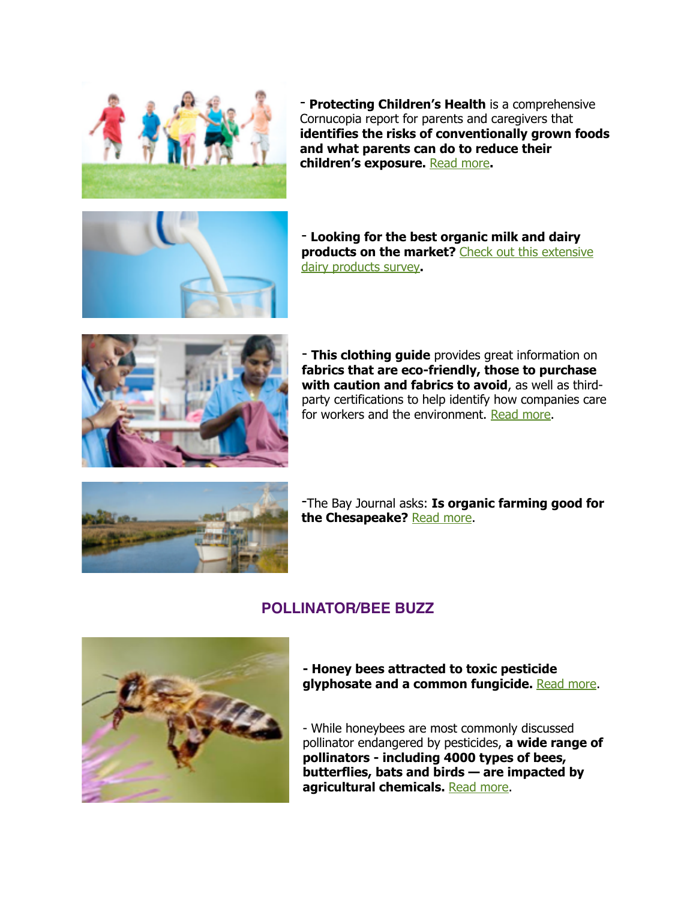- **Protecting Children's Health** is a comprehensive Cornucopia report for parents and caregivers that **identifies the risks of conventionally grown foods and what parents can do to reduce their children's exposure.** Read more**.**

- **Looking for the best organic milk and dairy products on the market?** Check out this extensive dairy products survey**.**

- **This clothing guide** provides great information on **fabrics that are eco-friendly, those to purchase with caution and fabrics to avoid**, as well as third-party certifications to help identify how companies care for workers and the environment. Read more.

-The Bay Journal asks: **Is organic farming good for the Chesapeake?** Read more.

## POLLINATOR/BEE BUZZ

**- Honey bees attracted to toxic pesticide glyphosate and a common fungicide.** Read more.

- While honeybees are most commonly discussed pollinator endangered by pesticides, **a wide range of pollinators - including 4000 types of bees, butterflies, bats and birds — are impacted by agricultural chemicals.** Read more.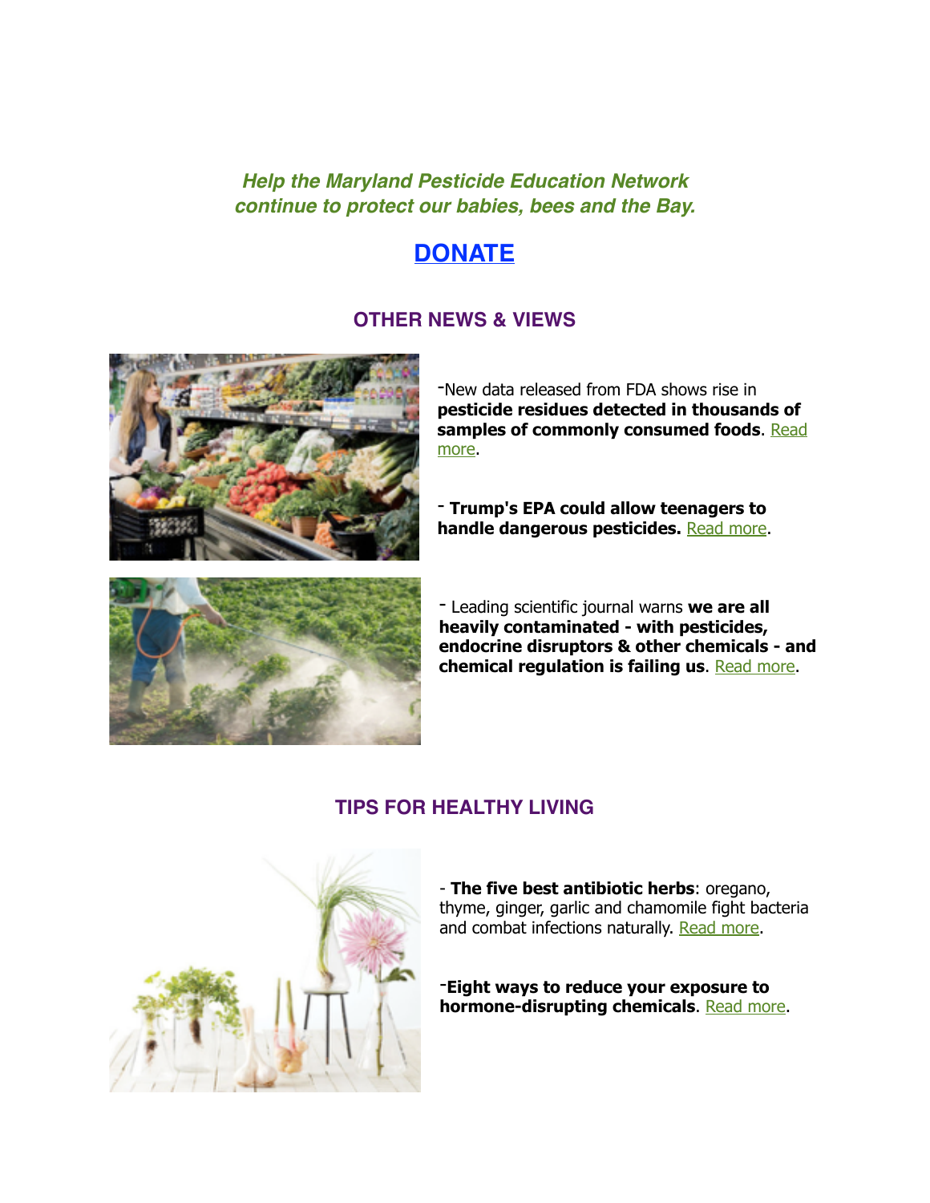*Help the Maryland Pesticide Education Network continue to protect our babies, bees and the Bay.*

## DONATE

## OTHER NEWS & VIEWS

-New data released from FDA shows rise in **pesticide residues detected in thousands of samples of commonly consumed foods**. Read more.

- **Trump's EPA could allow teenagers to handle dangerous pesticides.** Read more.

- Leading scientific journal warns **we are all heavily contaminated - with pesticides, endocrine disruptors & other chemicals - and chemical regulation is failing us**. Read more.

## TIPS FOR HEALTHY LIVING

- **The five best antibiotic herbs**: oregano, thyme, ginger, garlic and chamomile fight bacteria and combat infections naturally. Read more.

-**Eight ways to reduce your exposure to hormone-disrupting chemicals**. Read more.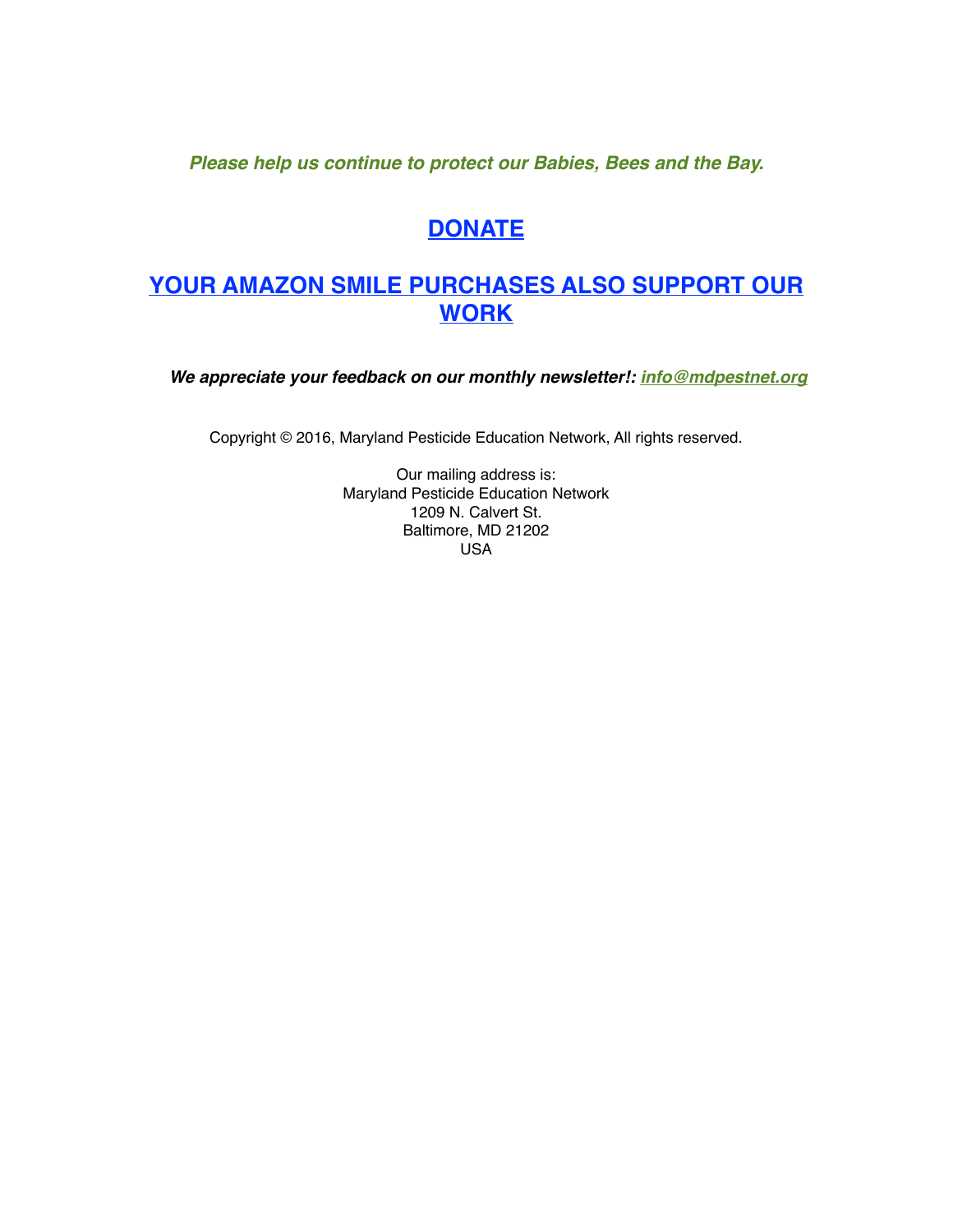***Please help us continue to protect our Babies, Bees and the Bay.***

## DONATE

## YOUR AMAZON SMILE PURCHASES ALSO SUPPORT OUR WORK

***We appreciate your feedback on our monthly newsletter!: info@mdpestnet.org***

Copyright © 2016, Maryland Pesticide Education Network, All rights reserved.

Our mailing address is:
Maryland Pesticide Education Network
1209 N. Calvert St.
Baltimore, MD 21202
USA